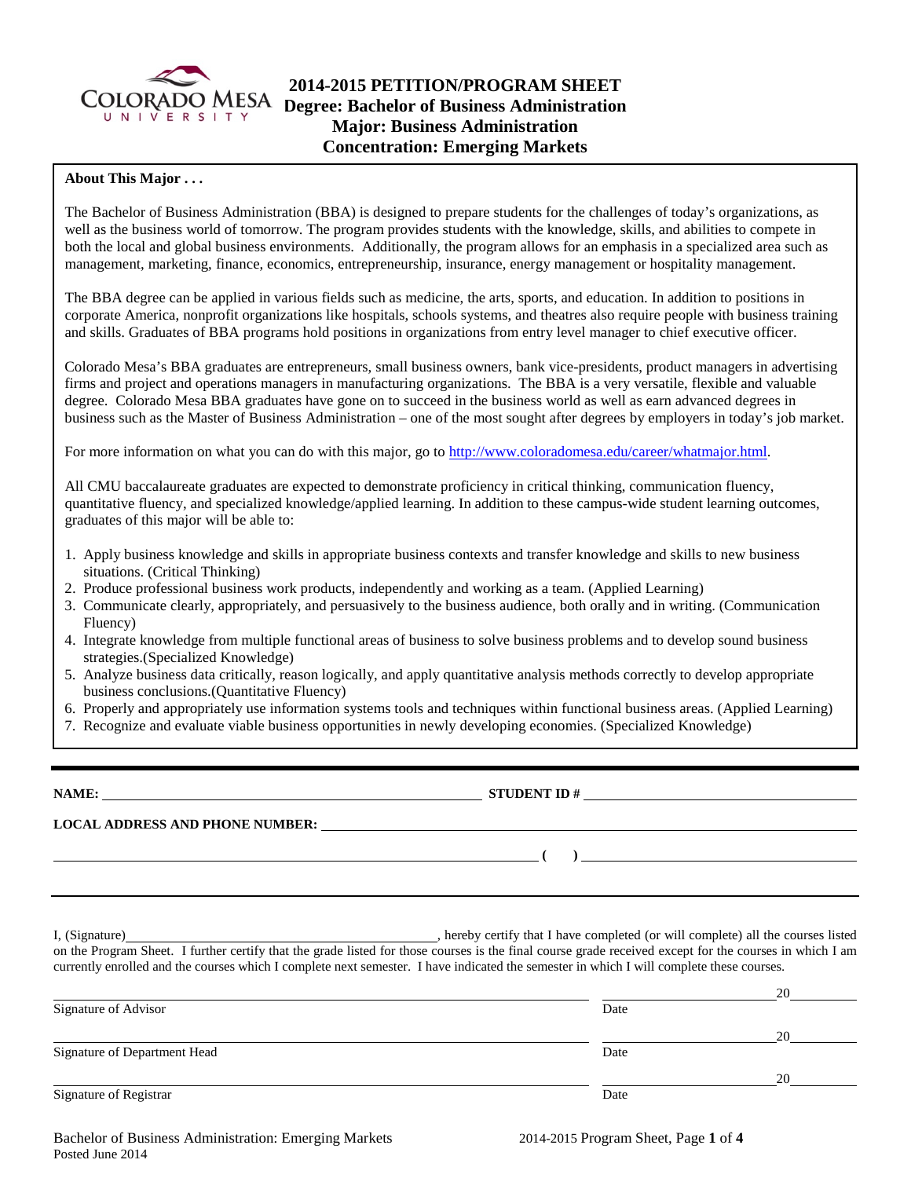# 2014-2015 PETITION/PROGRAM SHEET
## Degree: Bachelor of Business Administration
## Major: Business Administration
## Concentration: Emerging Markets

**About This Major . . .**

The Bachelor of Business Administration (BBA) is designed to prepare students for the challenges of today's organizations, as well as the business world of tomorrow. The program provides students with the knowledge, skills, and abilities to compete in both the local and global business environments. Additionally, the program allows for an emphasis in a specialized area such as management, marketing, finance, economics, entrepreneurship, insurance, energy management or hospitality management.

The BBA degree can be applied in various fields such as medicine, the arts, sports, and education. In addition to positions in corporate America, nonprofit organizations like hospitals, schools systems, and theatres also require people with business training and skills. Graduates of BBA programs hold positions in organizations from entry level manager to chief executive officer.

Colorado Mesa's BBA graduates are entrepreneurs, small business owners, bank vice-presidents, product managers in advertising firms and project and operations managers in manufacturing organizations. The BBA is a very versatile, flexible and valuable degree. Colorado Mesa BBA graduates have gone on to succeed in the business world as well as earn advanced degrees in business such as the Master of Business Administration – one of the most sought after degrees by employers in today's job market.

For more information on what you can do with this major, go to http://www.coloradomesa.edu/career/whatmajor.html.

All CMU baccalaureate graduates are expected to demonstrate proficiency in critical thinking, communication fluency, quantitative fluency, and specialized knowledge/applied learning. In addition to these campus-wide student learning outcomes, graduates of this major will be able to:

1. Apply business knowledge and skills in appropriate business contexts and transfer knowledge and skills to new business situations. (Critical Thinking)
2. Produce professional business work products, independently and working as a team. (Applied Learning)
3. Communicate clearly, appropriately, and persuasively to the business audience, both orally and in writing. (Communication Fluency)
4. Integrate knowledge from multiple functional areas of business to solve business problems and to develop sound business strategies.(Specialized Knowledge)
5. Analyze business data critically, reason logically, and apply quantitative analysis methods correctly to develop appropriate business conclusions.(Quantitative Fluency)
6. Properly and appropriately use information systems tools and techniques within functional business areas. (Applied Learning)
7. Recognize and evaluate viable business opportunities in newly developing economies. (Specialized Knowledge)

---

**NAME:** ______________________________ **STUDENT ID #** ______________________________

**LOCAL ADDRESS AND PHONE NUMBER:** ______________________________

______________________________ **(    )** ______________________________

---

I, (Signature)______________________________, hereby certify that I have completed (or will complete) all the courses listed on the Program Sheet. I further certify that the grade listed for those courses is the final course grade received except for the courses in which I am currently enrolled and the courses which I complete next semester. I have indicated the semester in which I will complete these courses.

| | |
|---|---|
| ______________________________ | 20______ |
| Signature of Advisor | Date |
| ______________________________ | 20______ |
| Signature of Department Head | Date |
| ______________________________ | 20______ |
| Signature of Registrar | Date |

Bachelor of Business Administration: Emerging Markets
Posted June 2014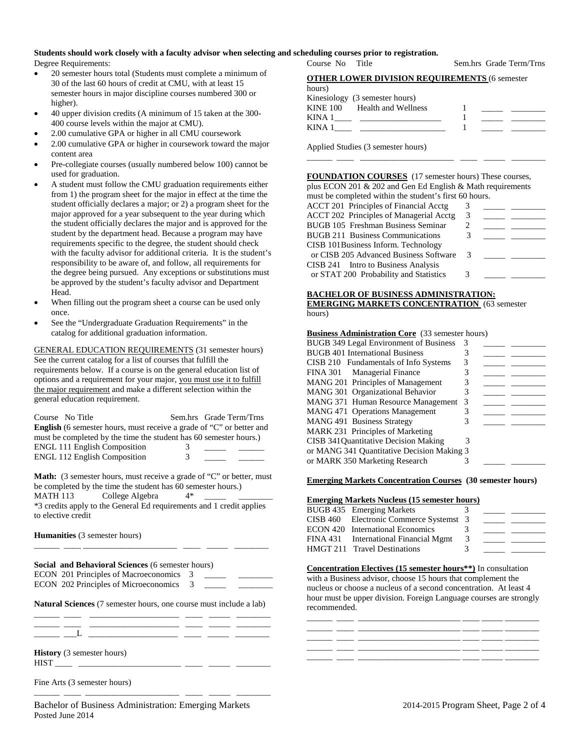**Students should work closely with a faculty advisor when selecting and scheduling courses prior to registration.**

Degree Requirements:

- 20 semester hours total (Students must complete a minimum of 30 of the last 60 hours of credit at CMU, with at least 15 semester hours in major discipline courses numbered 300 or higher).
- 40 upper division credits (A minimum of 15 taken at the 300-400 course levels within the major at CMU).
- 2.00 cumulative GPA or higher in all CMU coursework
- 2.00 cumulative GPA or higher in coursework toward the major content area
- Pre-collegiate courses (usually numbered below 100) cannot be used for graduation.
- A student must follow the CMU graduation requirements either from 1) the program sheet for the major in effect at the time the student officially declares a major; or 2) a program sheet for the major approved for a year subsequent to the year during which the student officially declares the major and is approved for the student by the department head. Because a program may have requirements specific to the degree, the student should check with the faculty advisor for additional criteria. It is the student's responsibility to be aware of, and follow, all requirements for the degree being pursued. Any exceptions or substitutions must be approved by the student's faculty advisor and Department Head.
- When filling out the program sheet a course can be used only once.
- See the "Undergraduate Graduation Requirements" in the catalog for additional graduation information.

## GENERAL EDUCATION REQUIREMENTS (31 semester hours)

See the current catalog for a list of courses that fulfill the requirements below. If a course is on the general education list of options and a requirement for your major, you must use it to fulfill the major requirement and make a different selection within the general education requirement.

**English** (6 semester hours, must receive a grade of "C" or better and must be completed by the time the student has 60 semester hours.)

| Course No Title | Sem.hrs | Grade | Term/Trns |
|---|---|---|---|
| ENGL 111 English Composition | 3 | _____ | ______ |
| ENGL 112 English Composition | 3 | _____ | ______ |

**Math:** (3 semester hours, must receive a grade of "C" or better, must be completed by the time the student has 60 semester hours.)

| Course No Title | Sem.hrs | Grade | Term/Trns |
|---|---|---|---|
| MATH 113 College Algebra | 4* | _____ | ________ |

*3 credits apply to the General Ed requirements and 1 credit applies to elective credit

**Humanities** (3 semester hours)

______ ____ _____________________ ____ _____ ________

**Social and Behavioral Sciences** (6 semester hours)

| Course No Title | Sem.hrs | Grade | Term/Trns |
|---|---|---|---|
| ECON 201 Principles of Macroeconomics | 3 | _____ | ________ |
| ECON 202 Principles of Microeconomics | 3 | _____ | ________ |

**Natural Sciences** (7 semester hours, one course must include a lab)

______ ____ _____________________ ____ _____ ________
______ ____ _____________________ ____ _____ ________
______ ___L _____________________ ____ _____ ________

**History** (3 semester hours)

HIST ____ ________________________ ____ _____ ________

Fine Arts (3 semester hours)

______ ____ _____________________ ____ _____ ________

## OTHER LOWER DIVISION REQUIREMENTS (6 semester hours)

Kinesiology (3 semester hours)

| Course No Title | Sem.hrs | Grade | Term/Trns |
|---|---|---|---|
| KINE 100 Health and Wellness | 1 | _____ | ________ |
| KINA 1____ ___________________ | 1 | _____ | ________ |
| KINA 1____ ___________________ | 1 | _____ | ________ |

Applied Studies (3 semester hours)

______ ____ _____________________ ____ _____ ________

## FOUNDATION COURSES (17 semester hours)

These courses, plus ECON 201 & 202 and Gen Ed English & Math requirements must be completed within the student's first 60 hours.

| Course No Title | Sem.hrs | Grade | Term/Trns |
|---|---|---|---|
| ACCT 201 Principles of Financial Acctg | 3 | _____ | ________ |
| ACCT 202 Principles of Managerial Acctg | 3 | _____ | ________ |
| BUGB 105 Freshman Business Seminar | 2 | _____ | ________ |
| BUGB 211 Business Communications | 3 | _____ | ________ |
| CISB 101 Business Inform. Technology or CISB 205 Advanced Business Software | 3 | _____ | ________ |
| CISB 241 Intro to Business Analysis or STAT 200 Probability and Statistics | 3 | _____ | ________ |

## BACHELOR OF BUSINESS ADMINISTRATION: EMERGING MARKETS CONCENTRATION (63 semester hours)

**Business Administration Core** (33 semester hours)

| Course No Title | Sem.hrs | Grade | Term/Trns |
|---|---|---|---|
| BUGB 349 Legal Environment of Business | 3 | _____ | ________ |
| BUGB 401 International Business | 3 | _____ | ________ |
| CISB 210 Fundamentals of Info Systems | 3 | _____ | ________ |
| FINA 301 Managerial Finance | 3 | _____ | ________ |
| MANG 201 Principles of Management | 3 | _____ | ________ |
| MANG 301 Organizational Behavior | 3 | _____ | ________ |
| MANG 371 Human Resource Management | 3 | _____ | ________ |
| MANG 471 Operations Management | 3 | _____ | ________ |
| MANG 491 Business Strategy | 3 | _____ | ________ |
| MARK 231 Principles of Marketing | | | |
| CISB 341 Quantitative Decision Making | 3 | | |
| or MANG 341 Quantitative Decision Making | 3 | | |
| or MARK 350 Marketing Research | 3 | _____ | ________ |

**Emerging Markets Concentration Courses (30 semester hours)**

**Emerging Markets Nucleus (15 semester hours)**

| Course No Title | Sem.hrs | Grade | Term/Trns |
|---|---|---|---|
| BUGB 435 Emerging Markets | 3 | _____ | ________ |
| CISB 460 Electronic Commerce Systemst | 3 | _____ | ________ |
| ECON 420 International Economics | 3 | _____ | ________ |
| FINA 431 International Financial Mgmt | 3 | _____ | ________ |
| HMGT 211 Travel Destinations | 3 | _____ | ________ |

**Concentration Electives (15 semester hours**)** In consultation with a Business advisor, choose 15 hours that complement the nucleus or choose a nucleus of a second concentration. At least 4 hour must be upper division. Foreign Language courses are strongly recommended.

______ ____ ________________________ ____ _____ ________
______ ____ ________________________ ____ _____ ________
______ ____ ________________________ ____ _____ ________
______ ____ ________________________ ____ _____ ________
______ ____ ________________________ ____ _____ ________

Bachelor of Business Administration: Emerging Markets
Posted June 2014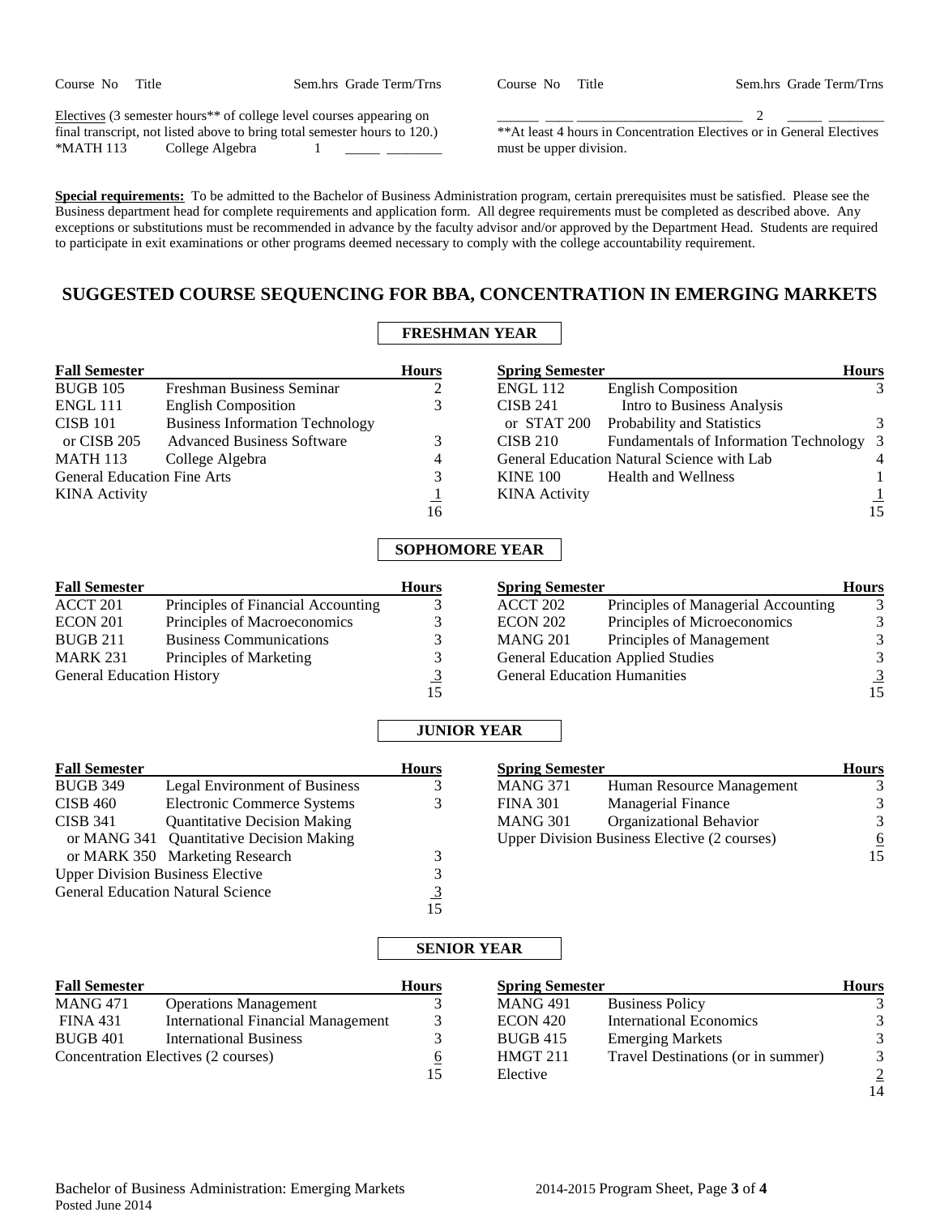| Course No | Title | Sem.hrs | Grade | Term/Trns | Course No | Title | Sem.hrs | Grade | Term/Trns |
|---|---|---|---|---|---|---|---|---|---|
| Electives (3 semester hours** of college level courses appearing on final transcript, not listed above to bring total semester hours to 120.) | | | | | ______ | ____ ________________________ | 2 | _____ | ________ |
| *MATH 113 | College Algebra | 1 | _____ | ________ | **At least 4 hours in Concentration Electives or in General Electives must be upper division. | | | | |

**Special requirements:** To be admitted to the Bachelor of Business Administration program, certain prerequisites must be satisfied. Please see the Business department head for complete requirements and application form. All degree requirements must be completed as described above. Any exceptions or substitutions must be recommended in advance by the faculty advisor and/or approved by the Department Head. Students are required to participate in exit examinations or other programs deemed necessary to comply with the college accountability requirement.

## SUGGESTED COURSE SEQUENCING FOR BBA, CONCENTRATION IN EMERGING MARKETS

### FRESHMAN YEAR

| Fall Semester | | Hours |
|---|---|---|
| BUGB 105 | Freshman Business Seminar | 2 |
| ENGL 111 | English Composition | 3 |
| CISB 101 or CISB 205 | Business Information Technology or Advanced Business Software | 3 |
| MATH 113 | College Algebra | 4 |
| General Education Fine Arts | | 3 |
| KINA Activity | | 1 |
| | | 16 |

| Spring Semester | | Hours |
|---|---|---|
| ENGL 112 | English Composition | 3 |
| CISB 241 or STAT 200 | Intro to Business Analysis or Probability and Statistics | 3 |
| CISB 210 | Fundamentals of Information Technology | 3 |
| General Education Natural Science with Lab | | 4 |
| KINE 100 | Health and Wellness | 1 |
| KINA Activity | | 1 |
| | | 15 |

### SOPHOMORE YEAR

| Fall Semester | | Hours |
|---|---|---|
| ACCT 201 | Principles of Financial Accounting | 3 |
| ECON 201 | Principles of Macroeconomics | 3 |
| BUGB 211 | Business Communications | 3 |
| MARK 231 | Principles of Marketing | 3 |
| General Education History | | 3 |
| | | 15 |

| Spring Semester | | Hours |
|---|---|---|
| ACCT 202 | Principles of Managerial Accounting | 3 |
| ECON 202 | Principles of Microeconomics | 3 |
| MANG 201 | Principles of Management | 3 |
| General Education Applied Studies | | 3 |
| General Education Humanities | | 3 |
| | | 15 |

### JUNIOR YEAR

| Fall Semester | | Hours |
|---|---|---|
| BUGB 349 | Legal Environment of Business | 3 |
| CISB 460 | Electronic Commerce Systems | 3 |
| CISB 341 or MANG 341 or MARK 350 | Quantitative Decision Making or Quantitative Decision Making or Marketing Research | 3 |
| Upper Division Business Elective | | 3 |
| General Education Natural Science | | 3 |
| | | 15 |

| Spring Semester | | Hours |
|---|---|---|
| MANG 371 | Human Resource Management | 3 |
| FINA 301 | Managerial Finance | 3 |
| MANG 301 | Organizational Behavior | 3 |
| Upper Division Business Elective (2 courses) | | 6 |
| | | 15 |

### SENIOR YEAR

| Fall Semester | | Hours |
|---|---|---|
| MANG 471 | Operations Management | 3 |
| FINA 431 | International Financial Management | 3 |
| BUGB 401 | International Business | 3 |
| Concentration Electives (2 courses) | | 6 |
| | | 15 |

| Spring Semester | | Hours |
|---|---|---|
| MANG 491 | Business Policy | 3 |
| ECON 420 | International Economics | 3 |
| BUGB 415 | Emerging Markets | 3 |
| HMGT 211 | Travel Destinations (or in summer) | 3 |
| Elective | | 2 |
| | | 14 |

Bachelor of Business Administration: Emerging Markets
Posted June 2014
2014-2015 Program Sheet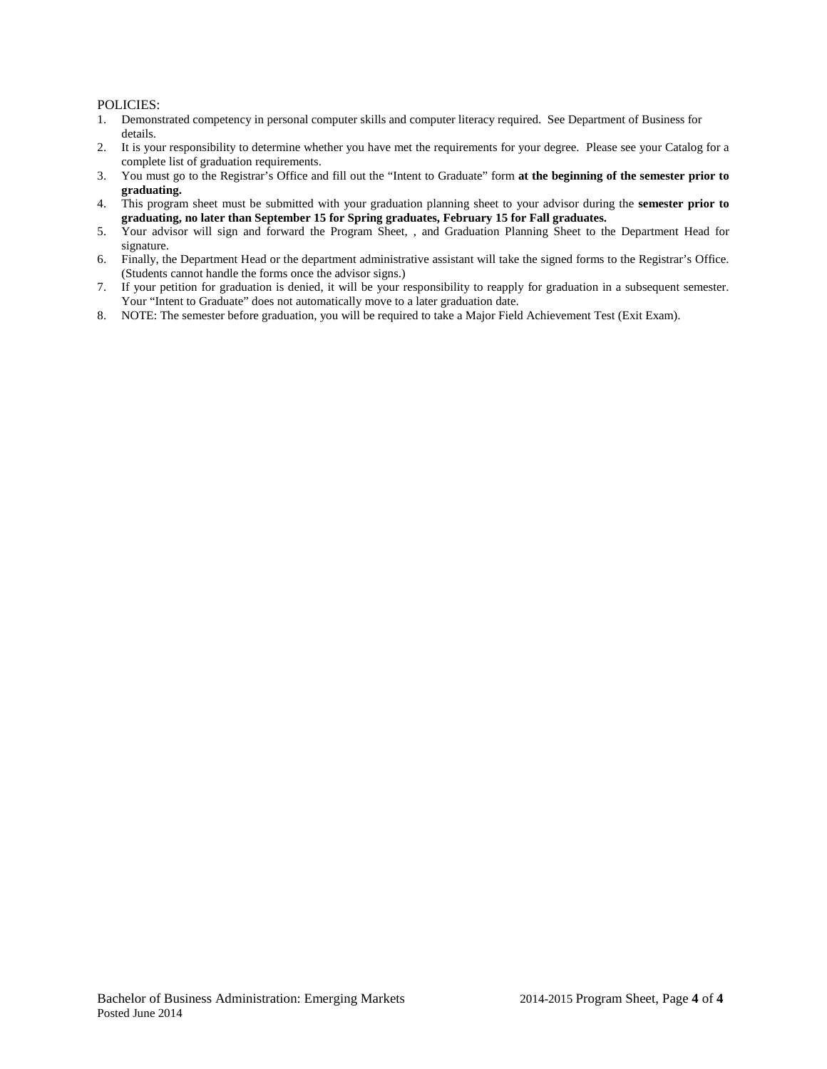POLICIES:

1. Demonstrated competency in personal computer skills and computer literacy required. See Department of Business for details.
2. It is your responsibility to determine whether you have met the requirements for your degree. Please see your Catalog for a complete list of graduation requirements.
3. You must go to the Registrar's Office and fill out the "Intent to Graduate" form **at the beginning of the semester prior to graduating.**
4. This program sheet must be submitted with your graduation planning sheet to your advisor during the **semester prior to graduating, no later than September 15 for Spring graduates, February 15 for Fall graduates.**
5. Your advisor will sign and forward the Program Sheet, , and Graduation Planning Sheet to the Department Head for signature.
6. Finally, the Department Head or the department administrative assistant will take the signed forms to the Registrar's Office. (Students cannot handle the forms once the advisor signs.)
7. If your petition for graduation is denied, it will be your responsibility to reapply for graduation in a subsequent semester. Your "Intent to Graduate" does not automatically move to a later graduation date.
8. NOTE: The semester before graduation, you will be required to take a Major Field Achievement Test (Exit Exam).